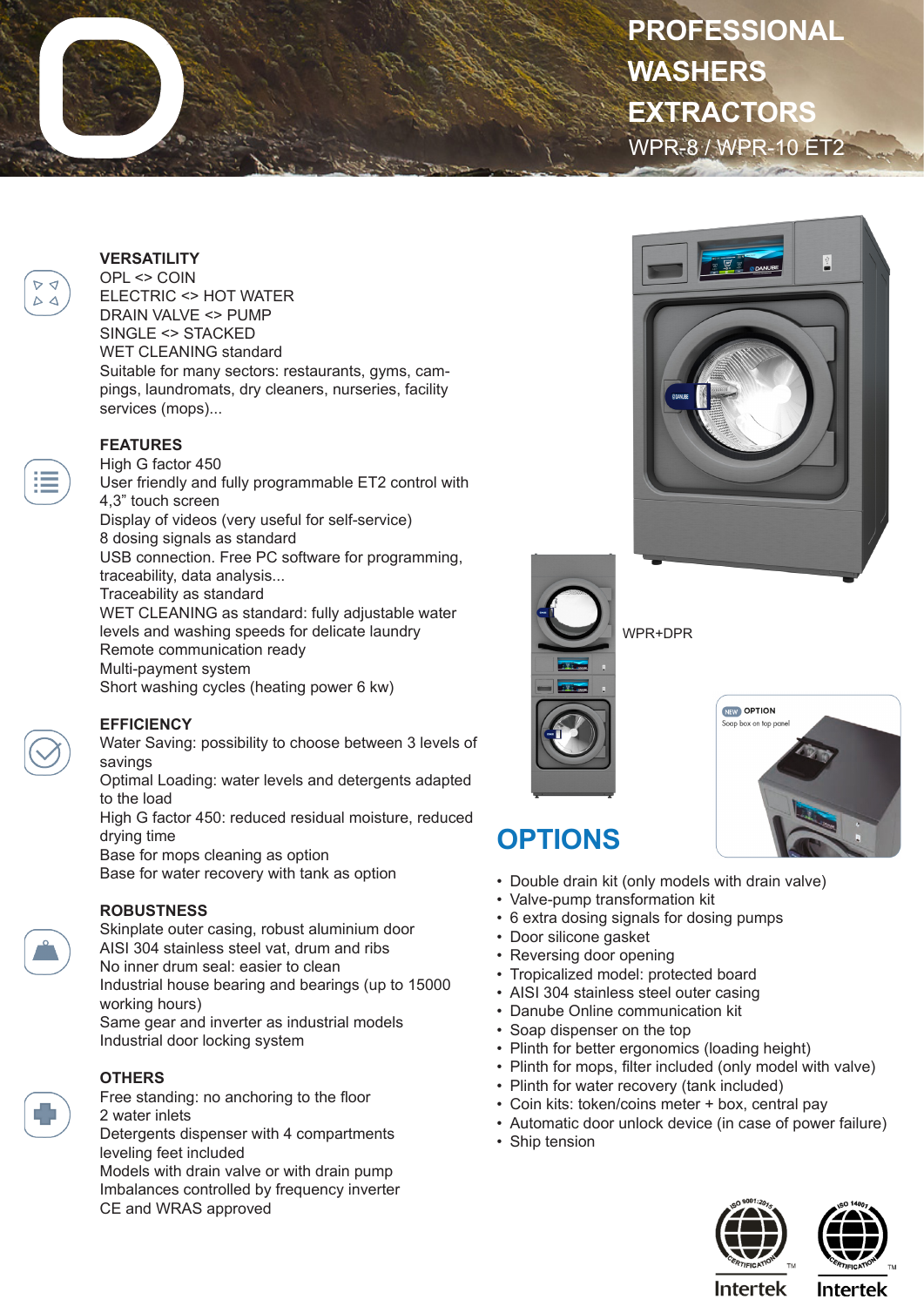# PROFESSIONAL WASHERS EXTRACTORS

WPR-8 / WPR-10 ET2

## VERSATILITY

OPL <> COIN
ELECTRIC <> HOT WATER
DRAIN VALVE <> PUMP
SINGLE <> STACKED
WET CLEANING standard
Suitable for many sectors: restaurants, gyms, campings, laundromats, dry cleaners, nurseries, facility services (mops)...

## FEATURES

High G factor 450
User friendly and fully programmable ET2 control with 4,3" touch screen
Display of videos (very useful for self-service)
8 dosing signals as standard
USB connection. Free PC software for programming, traceability, data analysis...
Traceability as standard
WET CLEANING as standard: fully adjustable water levels and washing speeds for delicate laundry
Remote communication ready
Multi-payment system
Short washing cycles (heating power 6 kw)

## EFFICIENCY

Water Saving: possibility to choose between 3 levels of savings
Optimal Loading: water levels and detergents adapted to the load
High G factor 450: reduced residual moisture, reduced drying time
Base for mops cleaning as option
Base for water recovery with tank as option

## ROBUSTNESS

Skinplate outer casing, robust aluminium door
AISI 304 stainless steel vat, drum and ribs
No inner drum seal: easier to clean
Industrial house bearing and bearings (up to 15000 working hours)
Same gear and inverter as industrial models
Industrial door locking system

## OTHERS

Free standing: no anchoring to the floor
2 water inlets
Detergents dispenser with 4 compartments
leveling feet included
Models with drain valve or with drain pump
Imbalances controlled by frequency inverter
CE and WRAS approved

WPR+DPR

NEW OPTION
Soap box on top panel

## OPTIONS

- Double drain kit (only models with drain valve)
- Valve-pump transformation kit
- 6 extra dosing signals for dosing pumps
- Door silicone gasket
- Reversing door opening
- Tropicalized model: protected board
- AISI 304 stainless steel outer casing
- Danube Online communication kit
- Soap dispenser on the top
- Plinth for better ergonomics (loading height)
- Plinth for mops, filter included (only model with valve)
- Plinth for water recovery (tank included)
- Coin kits: token/coins meter + box, central pay
- Automatic door unlock device (in case of power failure)
- Ship tension

ISO 9001:2015 CERTIFICATION Intertek
ISO 14001 CERTIFICATION Intertek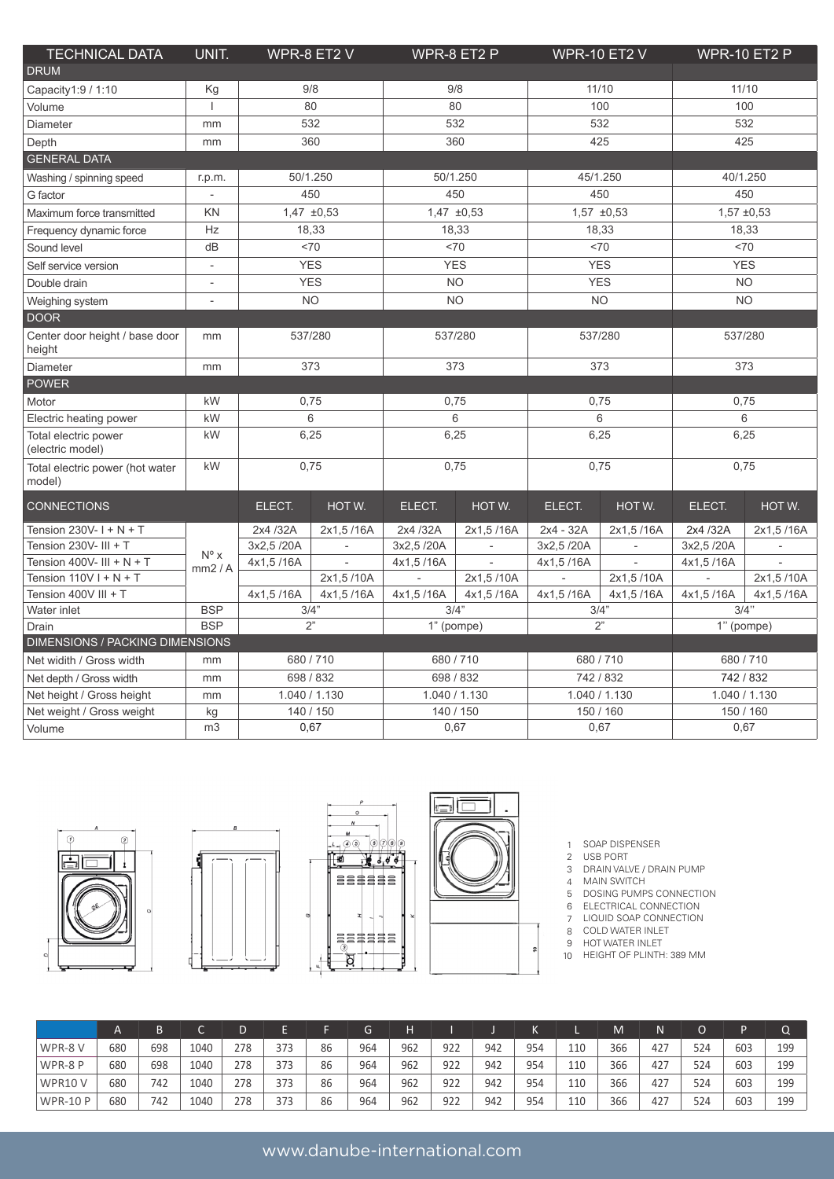| TECHNICAL DATA | UNIT. | WPR-8 ET2 V | | WPR-8 ET2 P | | WPR-10 ET2 V | | WPR-10 ET2 P | |
|---|---|---|---|---|---|---|---|---|---|
| **DRUM** | | | | | | | | | |
| Capacity1:9 / 1:10 | Kg | 9/8 | | 9/8 | | 11/10 | | 11/10 | |
| Volume | l | 80 | | 80 | | 100 | | 100 | |
| Diameter | mm | 532 | | 532 | | 532 | | 532 | |
| Depth | mm | 360 | | 360 | | 425 | | 425 | |
| **GENERAL DATA** | | | | | | | | | |
| Washing / spinning speed | r.p.m. | 50/1.250 | | 50/1.250 | | 45/1.250 | | 40/1.250 | |
| G factor | - | 450 | | 450 | | 450 | | 450 | |
| Maximum force transmitted | KN | 1,47 ±0,53 | | 1,47 ±0,53 | | 1,57 ±0,53 | | 1,57 ±0,53 | |
| Frequency dynamic force | Hz | 18,33 | | 18,33 | | 18,33 | | 18,33 | |
| Sound level | dB | <70 | | <70 | | <70 | | <70 | |
| Self service version | - | YES | | YES | | YES | | YES | |
| Double drain | - | YES | | NO | | YES | | NO | |
| Weighing system | - | NO | | NO | | NO | | NO | |
| **DOOR** | | | | | | | | | |
| Center door height / base door height | mm | 537/280 | | 537/280 | | 537/280 | | 537/280 | |
| Diameter | mm | 373 | | 373 | | 373 | | 373 | |
| **POWER** | | | | | | | | | |
| Motor | kW | 0,75 | | 0,75 | | 0,75 | | 0,75 | |
| Electric heating power | kW | 6 | | 6 | | 6 | | 6 | |
| Total electric power (electric model) | kW | 6,25 | | 6,25 | | 6,25 | | 6,25 | |
| Total electric power (hot water model) | kW | 0,75 | | 0,75 | | 0,75 | | 0,75 | |
| **CONNECTIONS** | | ELECT. | HOT W. | ELECT. | HOT W. | ELECT. | HOT W. | ELECT. | HOT W. |
| Tension 230V- I + N + T | Nº x mm2 / A | 2x4 /32A | 2x1,5 /16A | 2x4 /32A | 2x1,5 /16A | 2x4 - 32A | 2x1,5 /16A | 2x4 /32A | 2x1,5 /16A |
| Tension 230V- III + T | Nº x mm2 / A | 3x2,5 /20A | - | 3x2,5 /20A | - | 3x2,5 /20A | - | 3x2,5 /20A | - |
| Tension 400V- III + N + T | Nº x mm2 / A | 4x1,5 /16A | - | 4x1,5 /16A | - | 4x1,5 /16A | - | 4x1,5 /16A | - |
| Tension 110V I + N + T | Nº x mm2 / A | | 2x1,5 /10A | - | 2x1,5 /10A | - | 2x1,5 /10A | - | 2x1,5 /10A |
| Tension 400V III + T | Nº x mm2 / A | 4x1,5 /16A | 4x1,5 /16A | 4x1,5 /16A | 4x1,5 /16A | 4x1,5 /16A | 4x1,5 /16A | 4x1,5 /16A | 4x1,5 /16A |
| Water inlet | BSP | 3/4" | | 3/4" | | 3/4" | | 3/4'' | |
| Drain | BSP | 2" | | 1" (pompe) | | 2" | | 1'' (pompe) | |
| **DIMENSIONS / PACKING DIMENSIONS** | | | | | | | | | |
| Net width / Gross width | mm | 680 / 710 | | 680 / 710 | | 680 / 710 | | 680 / 710 | |
| Net depth / Gross width | mm | 698 / 832 | | 698 / 832 | | 742 / 832 | | 742 / 832 | |
| Net height / Gross height | mm | 1.040 / 1.130 | | 1.040 / 1.130 | | 1.040 / 1.130 | | 1.040 / 1.130 | |
| Net weight / Gross weight | kg | 140 / 150 | | 140 / 150 | | 150 / 160 | | 150 / 160 | |
| Volume | m3 | 0,67 | | 0,67 | | 0,67 | | 0,67 | |

1. SOAP DISPENSER
2. USB PORT
3. DRAIN VALVE / DRAIN PUMP
4. MAIN SWITCH
5. DOSING PUMPS CONNECTION
6. ELECTRICAL CONNECTION
7. LIQUID SOAP CONNECTION
8. COLD WATER INLET
9. HOT WATER INLET
10. HEIGHT OF PLINTH: 389 MM

| | A | B | C | D | E | F | G | H | I | J | K | L | M | N | O | P | Q |
|---|---|---|---|---|---|---|---|---|---|---|---|---|---|---|---|---|---|
| WPR-8 V | 680 | 698 | 1040 | 278 | 373 | 86 | 964 | 962 | 922 | 942 | 954 | 110 | 366 | 427 | 524 | 603 | 199 |
| WPR-8 P | 680 | 698 | 1040 | 278 | 373 | 86 | 964 | 962 | 922 | 942 | 954 | 110 | 366 | 427 | 524 | 603 | 199 |
| WPR10 V | 680 | 742 | 1040 | 278 | 373 | 86 | 964 | 962 | 922 | 942 | 954 | 110 | 366 | 427 | 524 | 603 | 199 |
| WPR-10 P | 680 | 742 | 1040 | 278 | 373 | 86 | 964 | 962 | 922 | 942 | 954 | 110 | 366 | 427 | 524 | 603 | 199 |

www.danube-international.com